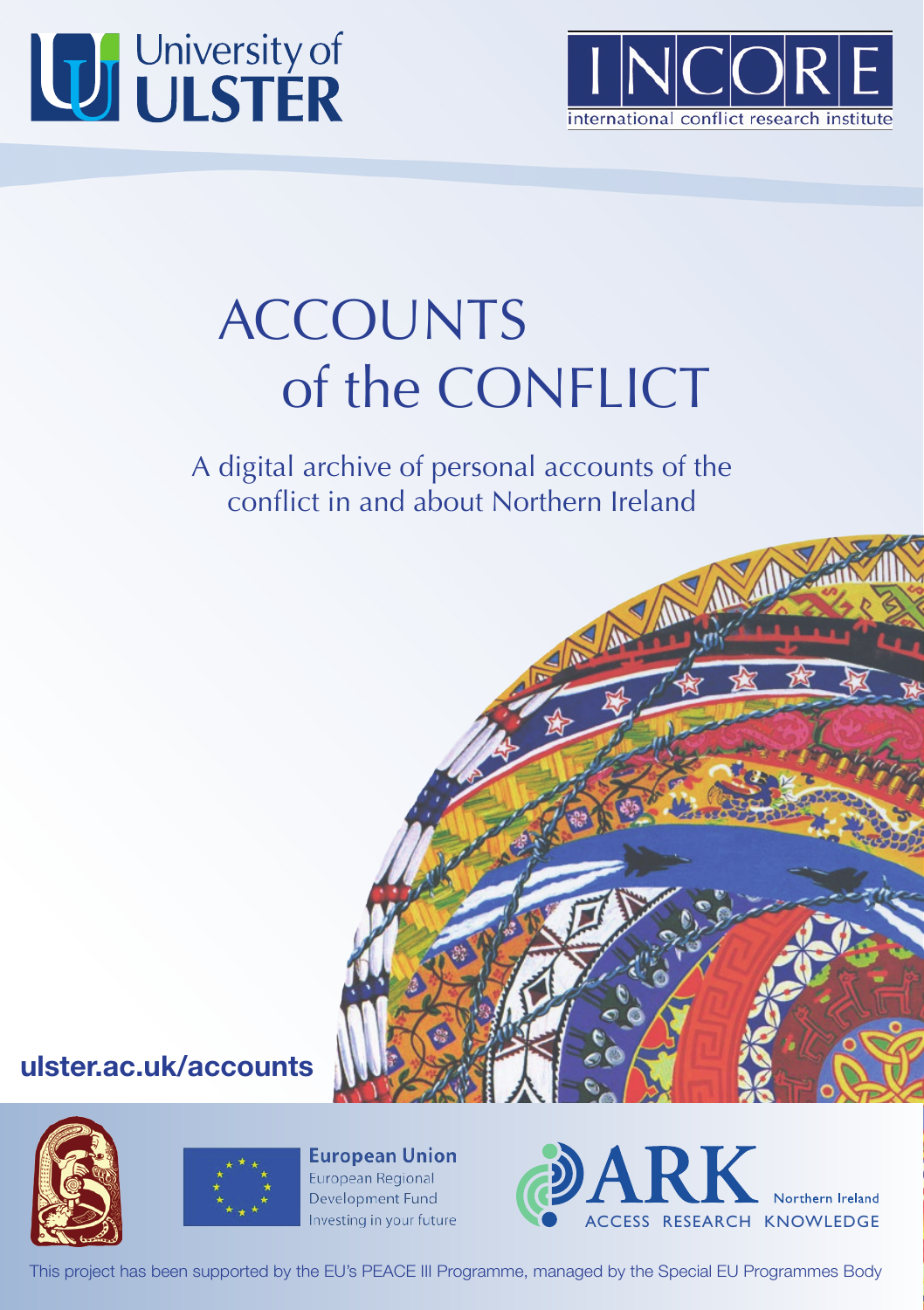University of ULSTER

INCORE
international conflict research institute

# ACCOUNTS of the CONFLICT

A digital archive of personal accounts of the conflict in and about Northern Ireland

**ulster.ac.uk/accounts**

**European Union**
European Regional Development Fund
Investing in your future

ARK Northern Ireland
ACCESS RESEARCH KNOWLEDGE

This project has been supported by the EU's PEACE III Programme, managed by the Special EU Programmes Body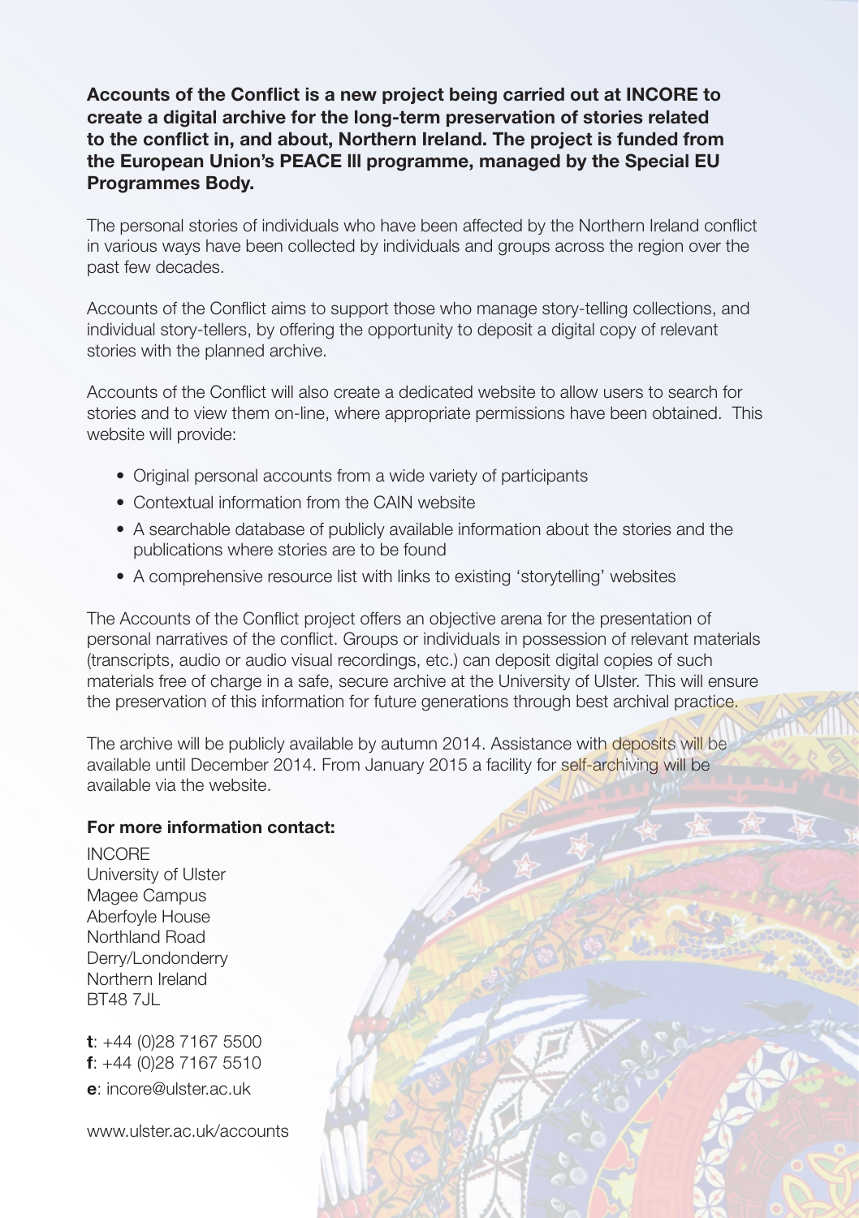**Accounts of the Conflict is a new project being carried out at INCORE to create a digital archive for the long-term preservation of stories related to the conflict in, and about, Northern Ireland. The project is funded from the European Union's PEACE III programme, managed by the Special EU Programmes Body.**

The personal stories of individuals who have been affected by the Northern Ireland conflict in various ways have been collected by individuals and groups across the region over the past few decades.

Accounts of the Conflict aims to support those who manage story-telling collections, and individual story-tellers, by offering the opportunity to deposit a digital copy of relevant stories with the planned archive.

Accounts of the Conflict will also create a dedicated website to allow users to search for stories and to view them on-line, where appropriate permissions have been obtained. This website will provide:

- Original personal accounts from a wide variety of participants
- Contextual information from the CAIN website
- A searchable database of publicly available information about the stories and the publications where stories are to be found
- A comprehensive resource list with links to existing 'storytelling' websites

The Accounts of the Conflict project offers an objective arena for the presentation of personal narratives of the conflict. Groups or individuals in possession of relevant materials (transcripts, audio or audio visual recordings, etc.) can deposit digital copies of such materials free of charge in a safe, secure archive at the University of Ulster. This will ensure the preservation of this information for future generations through best archival practice.

The archive will be publicly available by autumn 2014. Assistance with deposits will be available until December 2014. From January 2015 a facility for self-archiving will be available via the website.

**For more information contact:**

INCORE
University of Ulster
Magee Campus
Aberfoyle House
Northland Road
Derry/Londonderry
Northern Ireland
BT48 7JL

**t**: +44 (0)28 7167 5500
**f**: +44 (0)28 7167 5510
**e**: incore@ulster.ac.uk

www.ulster.ac.uk/accounts